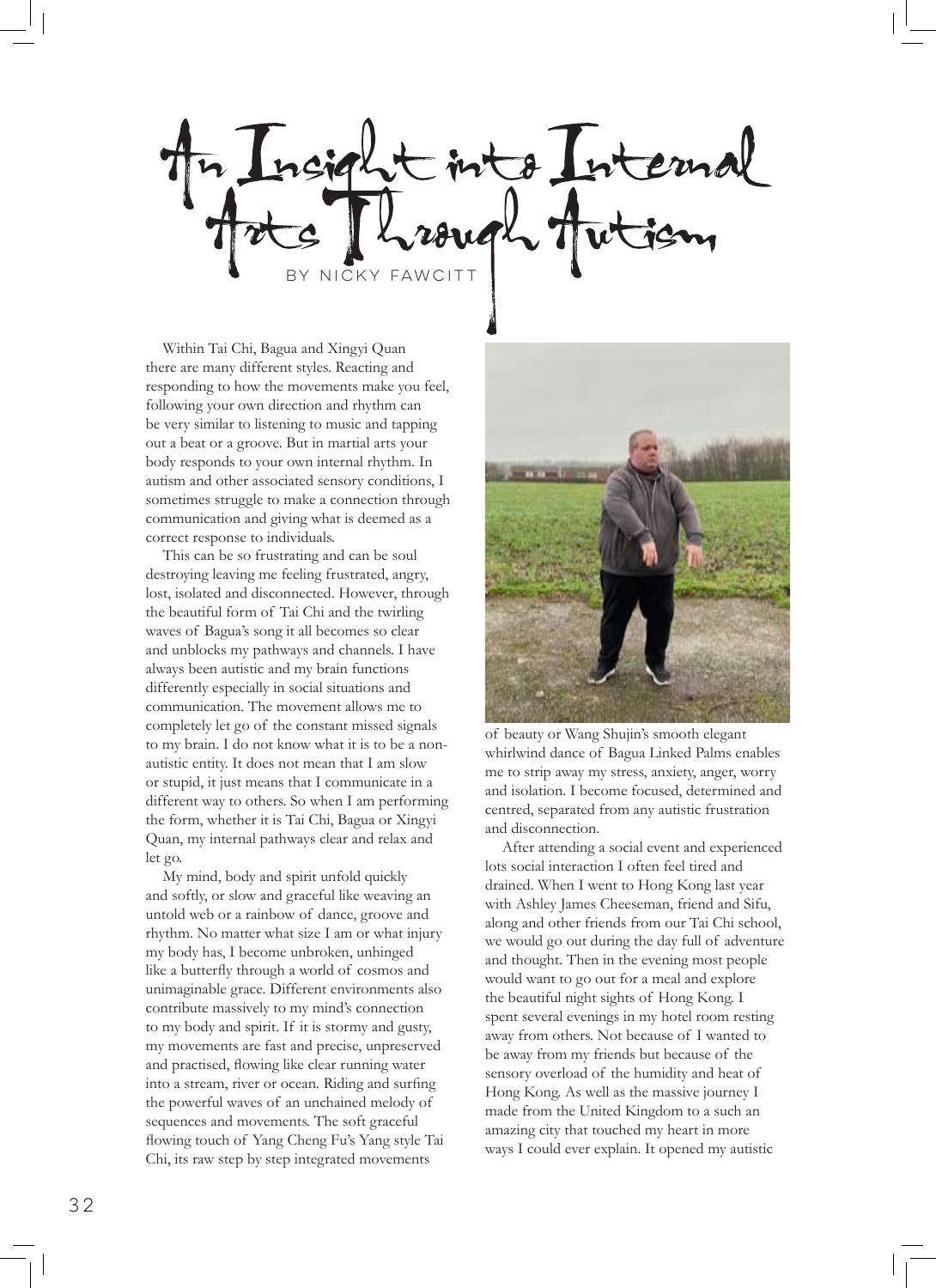# An Insight into Internal Arts Through Autism

BY NICKY FAWCITT

Within Tai Chi, Bagua and Xingyi Quan there are many different styles. Reacting and responding to how the movements make you feel, following your own direction and rhythm can be very similar to listening to music and tapping out a beat or a groove. But in martial arts your body responds to your own internal rhythm. In autism and other associated sensory conditions, I sometimes struggle to make a connection through communication and giving what is deemed as a correct response to individuals.

This can be so frustrating and can be soul destroying leaving me feeling frustrated, angry, lost, isolated and disconnected. However, through the beautiful form of Tai Chi and the twirling waves of Bagua's song it all becomes so clear and unblocks my pathways and channels. I have always been autistic and my brain functions differently especially in social situations and communication. The movement allows me to completely let go of the constant missed signals to my brain. I do not know what it is to be a non-autistic entity. It does not mean that I am slow or stupid, it just means that I communicate in a different way to others. So when I am performing the form, whether it is Tai Chi, Bagua or Xingyi Quan, my internal pathways clear and relax and let go.

My mind, body and spirit unfold quickly and softly, or slow and graceful like weaving an untold web or a rainbow of dance, groove and rhythm. No matter what size I am or what injury my body has, I become unbroken, unhinged like a butterfly through a world of cosmos and unimaginable grace. Different environments also contribute massively to my mind's connection to my body and spirit. If it is stormy and gusty, my movements are fast and precise, unpreserved and practised, flowing like clear running water into a stream, river or ocean. Riding and surfing the powerful waves of an unchained melody of sequences and movements. The soft graceful flowing touch of Yang Cheng Fu's Yang style Tai Chi, its raw step by step integrated movements of beauty or Wang Shujin's smooth elegant whirlwind dance of Bagua Linked Palms enables me to strip away my stress, anxiety, anger, worry and isolation. I become focused, determined and centred, separated from any autistic frustration and disconnection.

After attending a social event and experienced lots social interaction I often feel tired and drained. When I went to Hong Kong last year with Ashley James Cheeseman, friend and Sifu, along and other friends from our Tai Chi school, we would go out during the day full of adventure and thought. Then in the evening most people would want to go out for a meal and explore the beautiful night sights of Hong Kong. I spent several evenings in my hotel room resting away from others. Not because of I wanted to be away from my friends but because of the sensory overload of the humidity and heat of Hong Kong. As well as the massive journey I made from the United Kingdom to a such an amazing city that touched my heart in more ways I could ever explain. It opened my autistic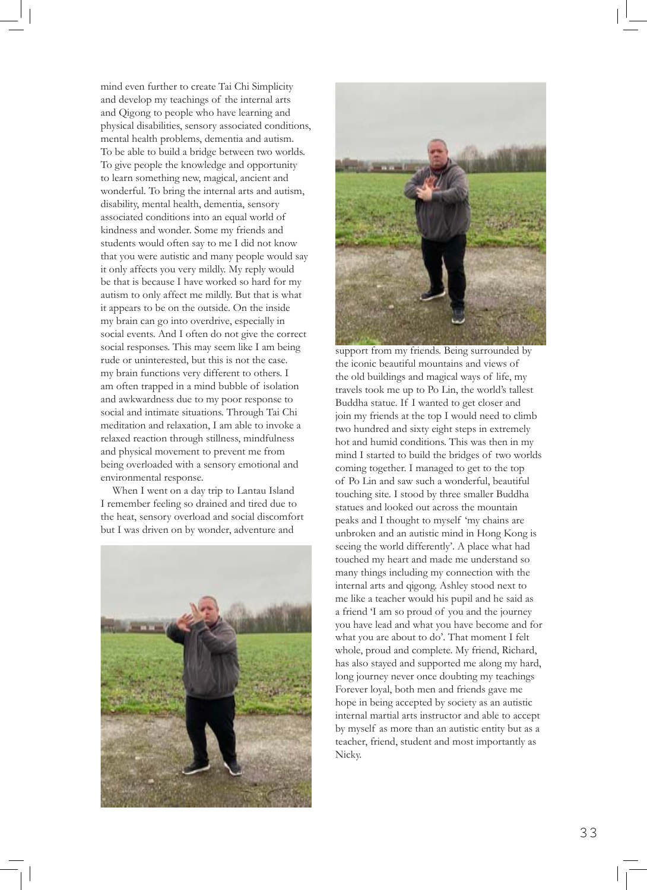mind even further to create Tai Chi Simplicity and develop my teachings of the internal arts and Qigong to people who have learning and physical disabilities, sensory associated conditions, mental health problems, dementia and autism. To be able to build a bridge between two worlds. To give people the knowledge and opportunity to learn something new, magical, ancient and wonderful. To bring the internal arts and autism, disability, mental health, dementia, sensory associated conditions into an equal world of kindness and wonder. Some my friends and students would often say to me I did not know that you were autistic and many people would say it only affects you very mildly. My reply would be that is because I have worked so hard for my autism to only affect me mildly. But that is what it appears to be on the outside. On the inside my brain can go into overdrive, especially in social events. And I often do not give the correct social responses. This may seem like I am being rude or uninterested, but this is not the case. my brain functions very different to others. I am often trapped in a mind bubble of isolation and awkwardness due to my poor response to social and intimate situations. Through Tai Chi meditation and relaxation, I am able to invoke a relaxed reaction through stillness, mindfulness and physical movement to prevent me from being overloaded with a sensory emotional and environmental response.

When I went on a day trip to Lantau Island I remember feeling so drained and tired due to the heat, sensory overload and social discomfort but I was driven on by wonder, adventure and support from my friends. Being surrounded by the iconic beautiful mountains and views of the old buildings and magical ways of life, my travels took me up to Po Lin, the world's tallest Buddha statue. If I wanted to get closer and join my friends at the top I would need to climb two hundred and sixty eight steps in extremely hot and humid conditions. This was then in my mind I started to build the bridges of two worlds coming together. I managed to get to the top of Po Lin and saw such a wonderful, beautiful touching site. I stood by three smaller Buddha statues and looked out across the mountain peaks and I thought to myself 'my chains are unbroken and an autistic mind in Hong Kong is seeing the world differently'. A place what had touched my heart and made me understand so many things including my connection with the internal arts and qigong. Ashley stood next to me like a teacher would his pupil and he said as a friend 'I am so proud of you and the journey you have lead and what you have become and for what you are about to do'. That moment I felt whole, proud and complete. My friend, Richard, has also stayed and supported me along my hard, long journey never once doubting my teachings Forever loyal, both men and friends gave me hope in being accepted by society as an autistic internal martial arts instructor and able to accept by myself as more than an autistic entity but as a teacher, friend, student and most importantly as Nicky.